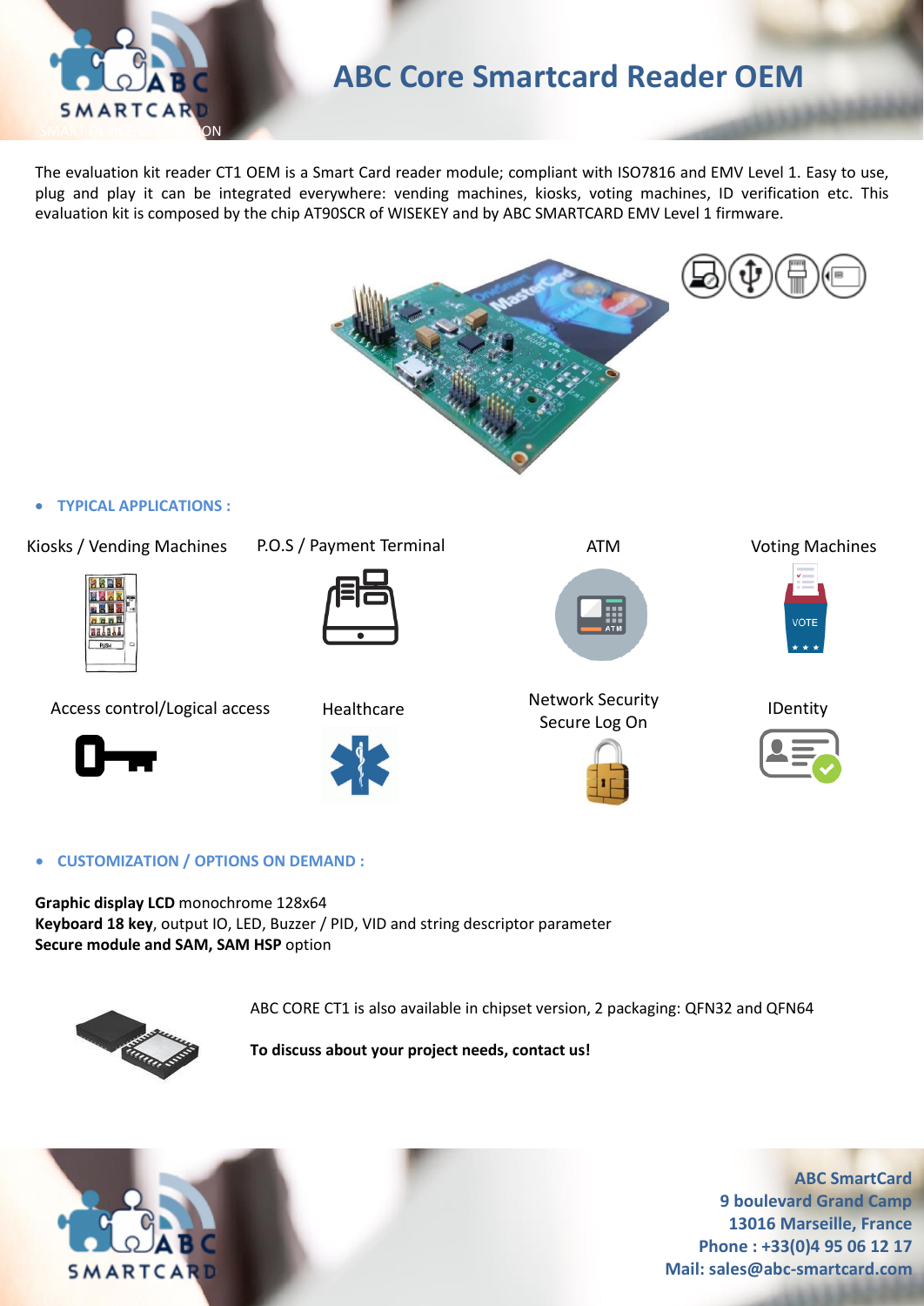# ABC Core Smartcard Reader OEM

The evaluation kit reader CT1 OEM is a Smart Card reader module; compliant with ISO7816 and EMV Level 1. Easy to use, plug and play it can be integrated everywhere: vending machines, kiosks, voting machines, ID verification etc. This evaluation kit is composed by the chip AT90SCR of WISEKEY and by ABC SMARTCARD EMV Level 1 firmware.

- **TYPICAL APPLICATIONS :**

Kiosks / Vending Machines

P.O.S / Payment Terminal

ATM

Voting Machines

Access control/Logical access

Healthcare

Network Security Secure Log On

IDentity

- **CUSTOMIZATION / OPTIONS ON DEMAND :**

**Graphic display LCD** monochrome 128x64
**Keyboard 18 key**, output IO, LED, Buzzer / PID, VID and string descriptor parameter
**Secure module and SAM, SAM HSP** option

ABC CORE CT1 is also available in chipset version, 2 packaging: QFN32 and QFN64

**To discuss about your project needs, contact us!**

**ABC SmartCard**
**9 boulevard Grand Camp**
**13016 Marseille, France**
**Phone : +33(0)4 95 06 12 17**
**Mail: sales@abc-smartcard.com**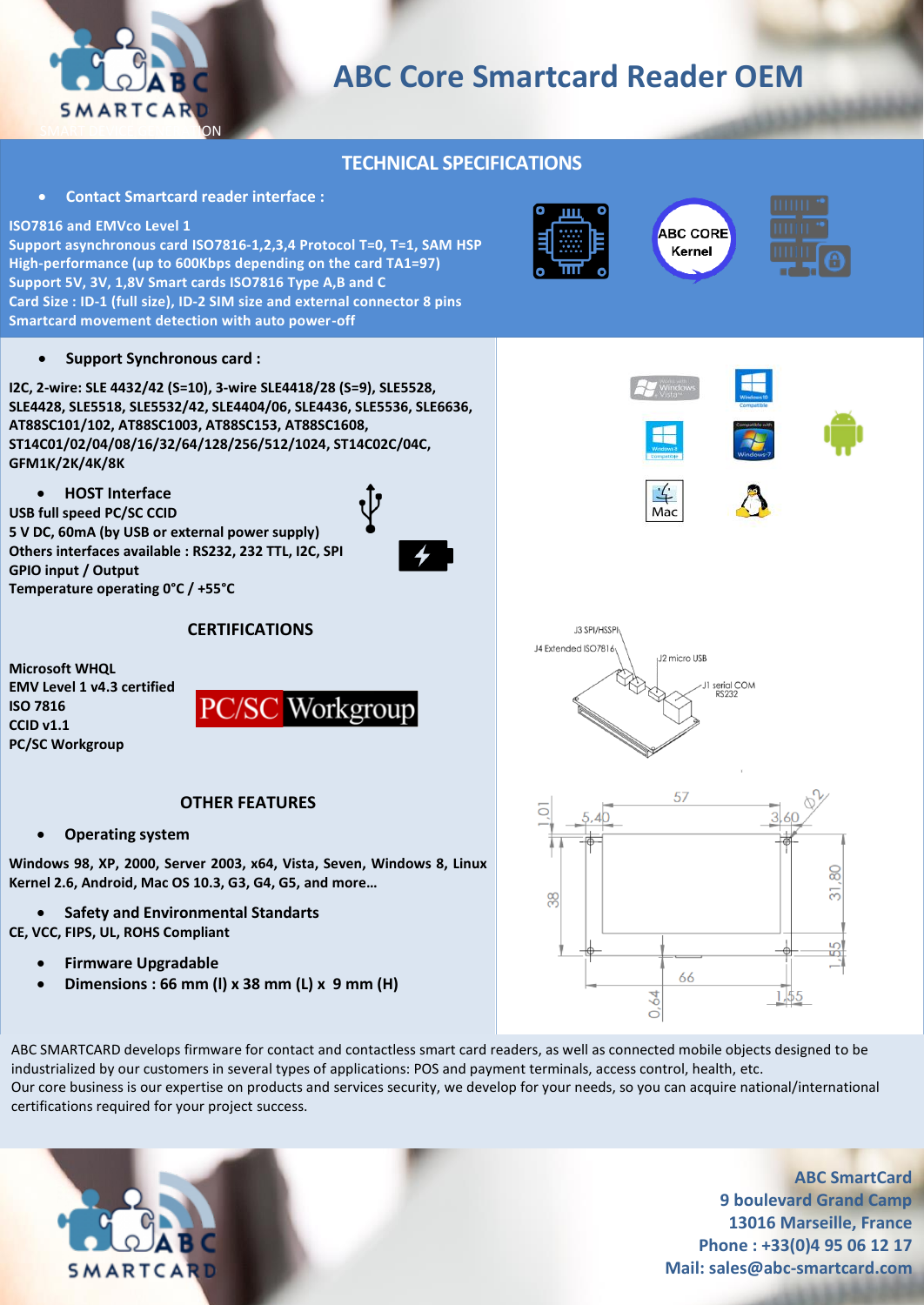# ABC Core Smartcard Reader OEM

## TECHNICAL SPECIFICATIONS

- **Contact Smartcard reader interface :**

**ISO7816 and EMVco Level 1**
**Support asynchronous card ISO7816-1,2,3,4 Protocol T=0, T=1, SAM HSP**
**High-performance (up to 600Kbps depending on the card TA1=97)**
**Support 5V, 3V, 1,8V Smart cards ISO7816 Type A,B and C**
**Card Size : ID-1 (full size), ID-2 SIM size and external connector 8 pins**
**Smartcard movement detection with auto power-off**

ABC CORE Kernel

- **Support Synchronous card :**

**I2C, 2-wire: SLE 4432/42 (S=10), 3-wire SLE4418/28 (S=9), SLE5528, SLE4428, SLE5518, SLE5532/42, SLE4404/06, SLE4436, SLE5536, SLE6636, AT88SC101/102, AT88SC1003, AT88SC153, AT88SC1608, ST14C01/02/04/08/16/32/64/128/256/512/1024, ST14C02C/04C, GFM1K/2K/4K/8K**

- **HOST Interface**

**USB full speed PC/SC CCID**
**5 V DC, 60mA (by USB or external power supply)**
**Others interfaces available : RS232, 232 TTL, I2C, SPI**
**GPIO input / Output**
**Temperature operating 0°C / +55°C**

## CERTIFICATIONS

**Microsoft WHQL**
**EMV Level 1 v4.3 certified**
**ISO 7816**
**CCID v1.1**
**PC/SC Workgroup**

PC/SC Workgroup

J3 SPI/HSSPI
J4 Extended ISO7816
J2 micro USB
J1 serial COM RS232

57
5,40
3,60
Ø2
1,01
38
31,80
1,55
66
0,64
1,55

## OTHER FEATURES

- **Operating system**

**Windows 98, XP, 2000, Server 2003, x64, Vista, Seven, Windows 8, Linux Kernel 2.6, Android, Mac OS 10.3, G3, G4, G5, and more…**

- **Safety and Environmental Standarts**

**CE, VCC, FIPS, UL, ROHS Compliant**

- **Firmware Upgradable**
- **Dimensions : 66 mm (l) x 38 mm (L) x 9 mm (H)**

ABC SMARTCARD develops firmware for contact and contactless smart card readers, as well as connected mobile objects designed to be industrialized by our customers in several types of applications: POS and payment terminals, access control, health, etc.
Our core business is our expertise on products and services security, we develop for your needs, so you can acquire national/international certifications required for your project success.

**ABC SmartCard**
**9 boulevard Grand Camp**
**13016 Marseille, France**
**Phone : +33(0)4 95 06 12 17**
**Mail: sales@abc-smartcard.com**